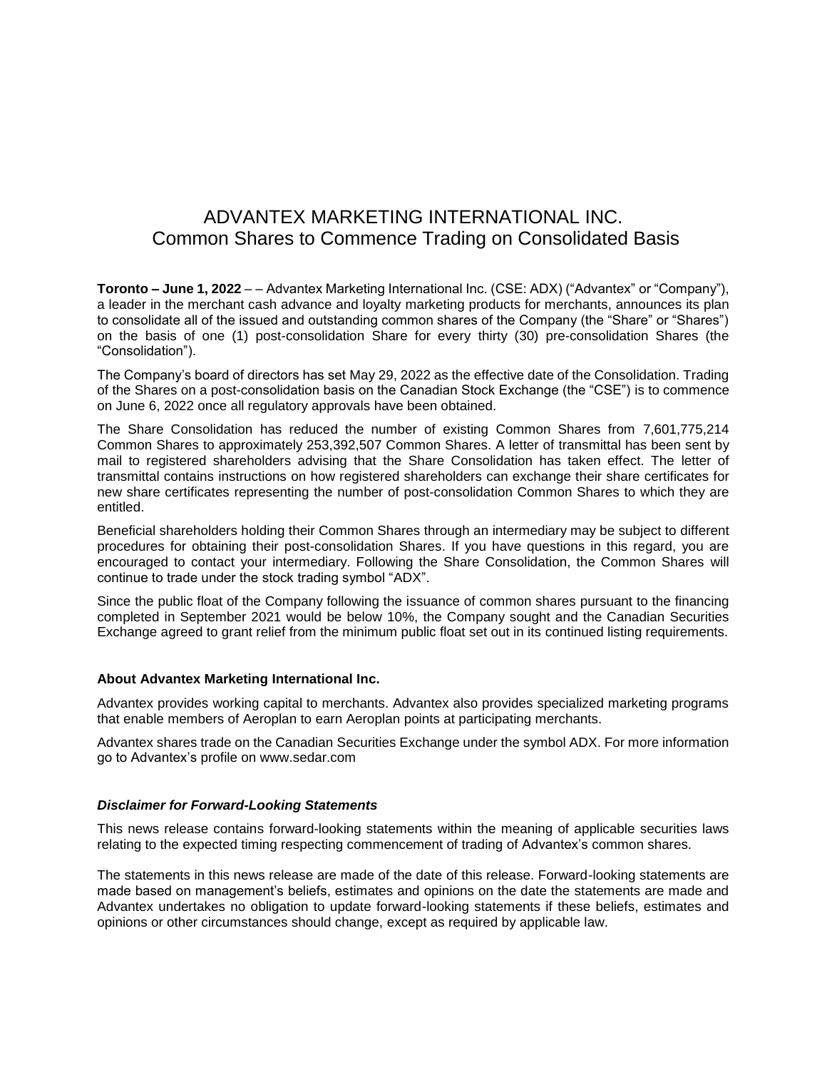# ADVANTEX MARKETING INTERNATIONAL INC.
## Common Shares to Commence Trading on Consolidated Basis

**Toronto – June 1, 2022** – – Advantex Marketing International Inc. (CSE: ADX) ("Advantex" or "Company"), a leader in the merchant cash advance and loyalty marketing products for merchants, announces its plan to consolidate all of the issued and outstanding common shares of the Company (the "Share" or "Shares") on the basis of one (1) post-consolidation Share for every thirty (30) pre-consolidation Shares (the "Consolidation").

The Company's board of directors has set May 29, 2022 as the effective date of the Consolidation. Trading of the Shares on a post-consolidation basis on the Canadian Stock Exchange (the "CSE") is to commence on June 6, 2022 once all regulatory approvals have been obtained.

The Share Consolidation has reduced the number of existing Common Shares from 7,601,775,214 Common Shares to approximately 253,392,507 Common Shares. A letter of transmittal has been sent by mail to registered shareholders advising that the Share Consolidation has taken effect. The letter of transmittal contains instructions on how registered shareholders can exchange their share certificates for new share certificates representing the number of post-consolidation Common Shares to which they are entitled.

Beneficial shareholders holding their Common Shares through an intermediary may be subject to different procedures for obtaining their post-consolidation Shares. If you have questions in this regard, you are encouraged to contact your intermediary. Following the Share Consolidation, the Common Shares will continue to trade under the stock trading symbol "ADX".

Since the public float of the Company following the issuance of common shares pursuant to the financing completed in September 2021 would be below 10%, the Company sought and the Canadian Securities Exchange agreed to grant relief from the minimum public float set out in its continued listing requirements.

**About Advantex Marketing International Inc.**

Advantex provides working capital to merchants. Advantex also provides specialized marketing programs that enable members of Aeroplan to earn Aeroplan points at participating merchants.

Advantex shares trade on the Canadian Securities Exchange under the symbol ADX. For more information go to Advantex's profile on www.sedar.com

***Disclaimer for Forward-Looking Statements***

This news release contains forward-looking statements within the meaning of applicable securities laws relating to the expected timing respecting commencement of trading of Advantex's common shares.

The statements in this news release are made of the date of this release. Forward-looking statements are made based on management's beliefs, estimates and opinions on the date the statements are made and Advantex undertakes no obligation to update forward-looking statements if these beliefs, estimates and opinions or other circumstances should change, except as required by applicable law.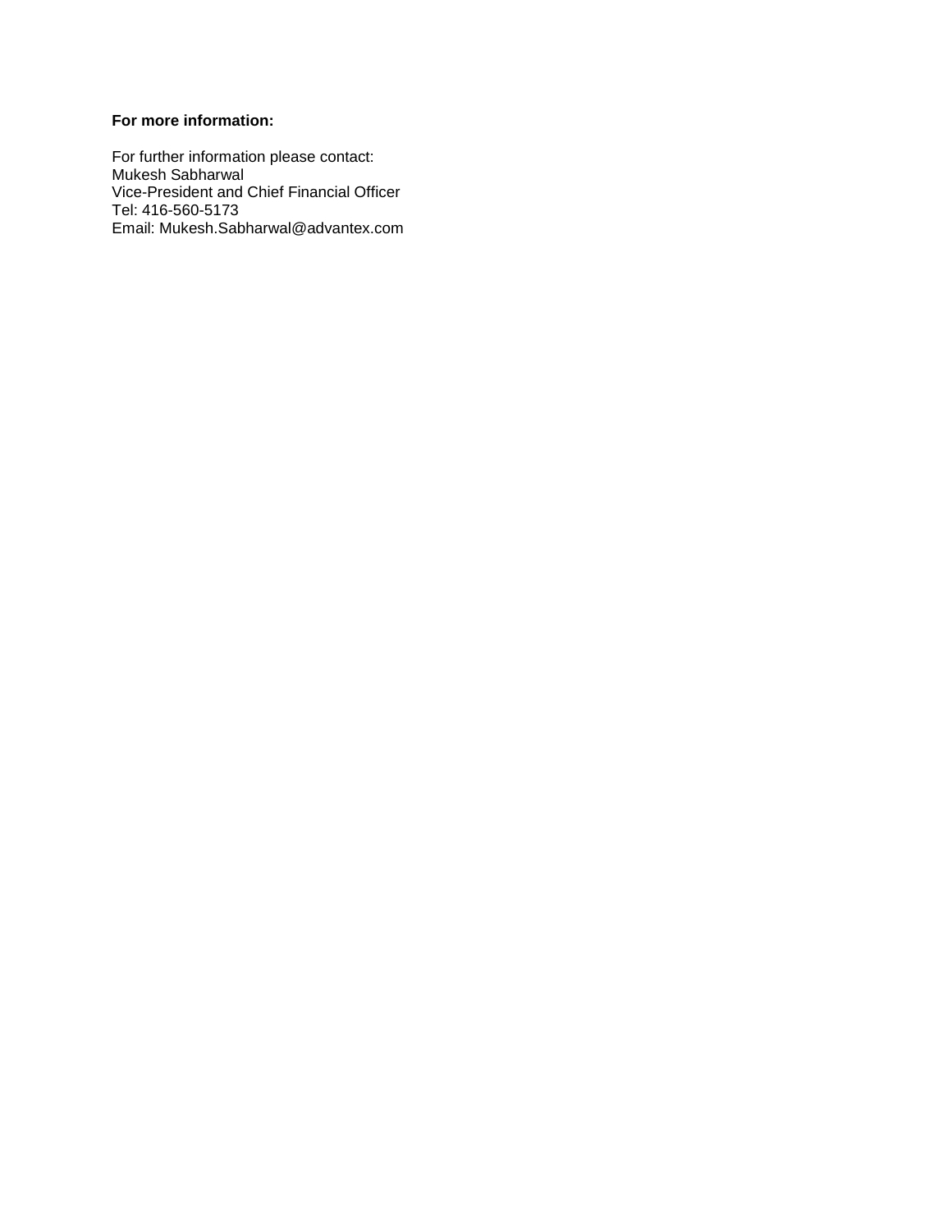**For more information:**

For further information please contact:
Mukesh Sabharwal
Vice-President and Chief Financial Officer
Tel: 416-560-5173
Email: Mukesh.Sabharwal@advantex.com